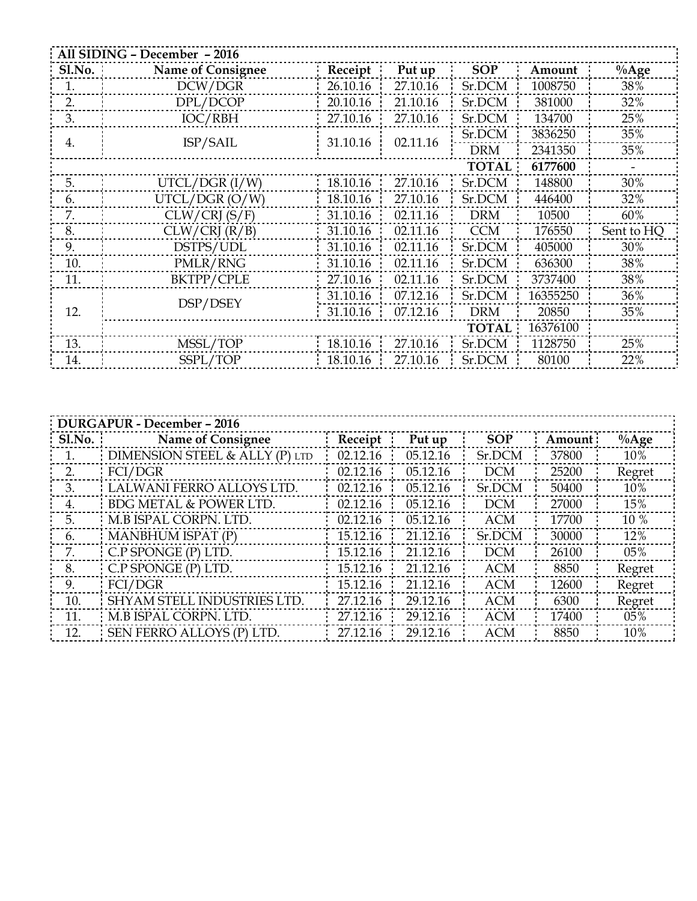| All SIDING – December – 2016 | | | | | | |
|---|---|---|---|---|---|---|
| Sl.No. | Name of Consignee | Receipt | Put up | SOP | Amount | %Age |
| 1. | DCW/DGR | 26.10.16 | 27.10.16 | Sr.DCM | 1008750 | 38% |
| 2. | DPL/DCOP | 20.10.16 | 21.10.16 | Sr.DCM | 381000 | 32% |
| 3. | IOC/RBH | 27.10.16 | 27.10.16 | Sr.DCM | 134700 | 25% |
| 4. | ISP/SAIL | 31.10.16 | 02.11.16 | Sr.DCM | 3836250 | 35% |
| | | | | DRM | 2341350 | 35% |
| | | | | TOTAL | 6177600 | - |
| 5. | UTCL/DGR (I/W) | 18.10.16 | 27.10.16 | Sr.DCM | 148800 | 30% |
| 6. | UTCL/DGR (O/W) | 18.10.16 | 27.10.16 | Sr.DCM | 446400 | 32% |
| 7. | CLW/CRJ (S/F) | 31.10.16 | 02.11.16 | DRM | 10500 | 60% |
| 8. | CLW/CRJ (R/B) | 31.10.16 | 02.11.16 | CCM | 176550 | Sent to HQ |
| 9. | DSTPS/UDL | 31.10.16 | 02.11.16 | Sr.DCM | 405000 | 30% |
| 10. | PMLR/RNG | 31.10.16 | 02.11.16 | Sr.DCM | 636300 | 38% |
| 11. | BKTPP/CPLE | 27.10.16 | 02.11.16 | Sr.DCM | 3737400 | 38% |
| 12. | DSP/DSEY | 31.10.16 | 07.12.16 | Sr.DCM | 16355250 | 36% |
| | | 31.10.16 | 07.12.16 | DRM | 20850 | 35% |
| | | | | TOTAL | 16376100 | |
| 13. | MSSL/TOP | 18.10.16 | 27.10.16 | Sr.DCM | 1128750 | 25% |
| 14. | SSPL/TOP | 18.10.16 | 27.10.16 | Sr.DCM | 80100 | 22% |

| DURGAPUR - December – 2016 | | | | | | |
|---|---|---|---|---|---|---|
| Sl.No. | Name of Consignee | Receipt | Put up | SOP | Amount | %Age |
| 1. | DIMENSION STEEL & ALLY (P) LTD | 02.12.16 | 05.12.16 | Sr.DCM | 37800 | 10% |
| 2. | FCI/DGR | 02.12.16 | 05.12.16 | DCM | 25200 | Regret |
| 3. | LALWANI FERRO ALLOYS LTD. | 02.12.16 | 05.12.16 | Sr.DCM | 50400 | 10% |
| 4. | BDG METAL & POWER LTD. | 02.12.16 | 05.12.16 | DCM | 27000 | 15% |
| 5. | M.B ISPAL CORPN. LTD. | 02.12.16 | 05.12.16 | ACM | 17700 | 10 % |
| 6. | MANBHUM ISPAT (P) | 15.12.16 | 21.12.16 | Sr.DCM | 30000 | 12% |
| 7. | C.P SPONGE (P) LTD. | 15.12.16 | 21.12.16 | DCM | 26100 | 05% |
| 8. | C.P SPONGE (P) LTD. | 15.12.16 | 21.12.16 | ACM | 8850 | Regret |
| 9. | FCI/DGR | 15.12.16 | 21.12.16 | ACM | 12600 | Regret |
| 10. | SHYAM STELL INDUSTRIES LTD. | 27.12.16 | 29.12.16 | ACM | 6300 | Regret |
| 11. | M.B ISPAL CORPN. LTD. | 27.12.16 | 29.12.16 | ACM | 17400 | 05% |
| 12. | SEN FERRO ALLOYS (P) LTD. | 27.12.16 | 29.12.16 | ACM | 8850 | 10% |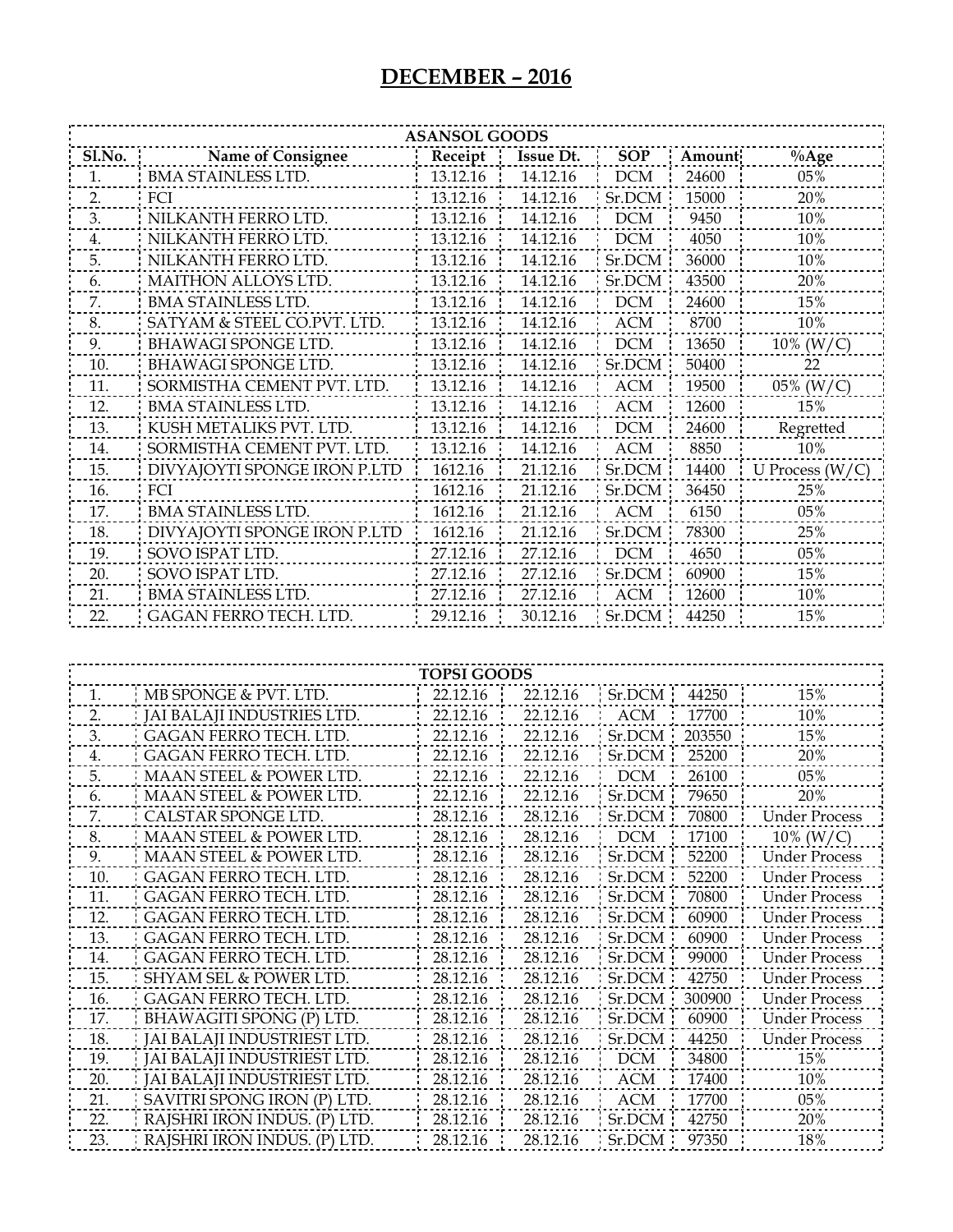# DECEMBER – 2016

| ASANSOL GOODS | | | | | | |
|---|---|---|---|---|---|---|
| Sl.No. | Name of Consignee | Receipt | Issue Dt. | SOP | Amount | %Age |
| 1. | BMA STAINLESS LTD. | 13.12.16 | 14.12.16 | DCM | 24600 | 05% |
| 2. | FCI | 13.12.16 | 14.12.16 | Sr.DCM | 15000 | 20% |
| 3. | NILKANTH FERRO LTD. | 13.12.16 | 14.12.16 | DCM | 9450 | 10% |
| 4. | NILKANTH FERRO LTD. | 13.12.16 | 14.12.16 | DCM | 4050 | 10% |
| 5. | NILKANTH FERRO LTD. | 13.12.16 | 14.12.16 | Sr.DCM | 36000 | 10% |
| 6. | MAITHON ALLOYS LTD. | 13.12.16 | 14.12.16 | Sr.DCM | 43500 | 20% |
| 7. | BMA STAINLESS LTD. | 13.12.16 | 14.12.16 | DCM | 24600 | 15% |
| 8. | SATYAM & STEEL CO.PVT. LTD. | 13.12.16 | 14.12.16 | ACM | 8700 | 10% |
| 9. | BHAWAGI SPONGE LTD. | 13.12.16 | 14.12.16 | DCM | 13650 | 10% (W/C) |
| 10. | BHAWAGI SPONGE LTD. | 13.12.16 | 14.12.16 | Sr.DCM | 50400 | 22 |
| 11. | SORMISTHA CEMENT PVT. LTD. | 13.12.16 | 14.12.16 | ACM | 19500 | 05% (W/C) |
| 12. | BMA STAINLESS LTD. | 13.12.16 | 14.12.16 | ACM | 12600 | 15% |
| 13. | KUSH METALIKS PVT. LTD. | 13.12.16 | 14.12.16 | DCM | 24600 | Regretted |
| 14. | SORMISTHA CEMENT PVT. LTD. | 13.12.16 | 14.12.16 | ACM | 8850 | 10% |
| 15. | DIVYAJOYTI SPONGE IRON P.LTD | 1612.16 | 21.12.16 | Sr.DCM | 14400 | U Process (W/C) |
| 16. | FCI | 1612.16 | 21.12.16 | Sr.DCM | 36450 | 25% |
| 17. | BMA STAINLESS LTD. | 1612.16 | 21.12.16 | ACM | 6150 | 05% |
| 18. | DIVYAJOYTI SPONGE IRON P.LTD | 1612.16 | 21.12.16 | Sr.DCM | 78300 | 25% |
| 19. | SOVO ISPAT LTD. | 27.12.16 | 27.12.16 | DCM | 4650 | 05% |
| 20. | SOVO ISPAT LTD. | 27.12.16 | 27.12.16 | Sr.DCM | 60900 | 15% |
| 21. | BMA STAINLESS LTD. | 27.12.16 | 27.12.16 | ACM | 12600 | 10% |
| 22. | GAGAN FERRO TECH. LTD. | 29.12.16 | 30.12.16 | Sr.DCM | 44250 | 15% |

| TOPSI GOODS | | | | | | |
|---|---|---|---|---|---|---|
| 1. | MB SPONGE & PVT. LTD. | 22.12.16 | 22.12.16 | Sr.DCM | 44250 | 15% |
| 2. | JAI BALAJI INDUSTRIES LTD. | 22.12.16 | 22.12.16 | ACM | 17700 | 10% |
| 3. | GAGAN FERRO TECH. LTD. | 22.12.16 | 22.12.16 | Sr.DCM | 203550 | 15% |
| 4. | GAGAN FERRO TECH. LTD. | 22.12.16 | 22.12.16 | Sr.DCM | 25200 | 20% |
| 5. | MAAN STEEL & POWER LTD. | 22.12.16 | 22.12.16 | DCM | 26100 | 05% |
| 6. | MAAN STEEL & POWER LTD. | 22.12.16 | 22.12.16 | Sr.DCM | 79650 | 20% |
| 7. | CALSTAR SPONGE LTD. | 28.12.16 | 28.12.16 | Sr.DCM | 70800 | Under Process |
| 8. | MAAN STEEL & POWER LTD. | 28.12.16 | 28.12.16 | DCM | 17100 | 10% (W/C) |
| 9. | MAAN STEEL & POWER LTD. | 28.12.16 | 28.12.16 | Sr.DCM | 52200 | Under Process |
| 10. | GAGAN FERRO TECH. LTD. | 28.12.16 | 28.12.16 | Sr.DCM | 52200 | Under Process |
| 11. | GAGAN FERRO TECH. LTD. | 28.12.16 | 28.12.16 | Sr.DCM | 70800 | Under Process |
| 12. | GAGAN FERRO TECH. LTD. | 28.12.16 | 28.12.16 | Sr.DCM | 60900 | Under Process |
| 13. | GAGAN FERRO TECH. LTD. | 28.12.16 | 28.12.16 | Sr.DCM | 60900 | Under Process |
| 14. | GAGAN FERRO TECH. LTD. | 28.12.16 | 28.12.16 | Sr.DCM | 99000 | Under Process |
| 15. | SHYAM SEL & POWER LTD. | 28.12.16 | 28.12.16 | Sr.DCM | 42750 | Under Process |
| 16. | GAGAN FERRO TECH. LTD. | 28.12.16 | 28.12.16 | Sr.DCM | 300900 | Under Process |
| 17. | BHAWAGITI SPONG (P) LTD. | 28.12.16 | 28.12.16 | Sr.DCM | 60900 | Under Process |
| 18. | JAI BALAJI INDUSTRIEST LTD. | 28.12.16 | 28.12.16 | Sr.DCM | 44250 | Under Process |
| 19. | JAI BALAJI INDUSTRIEST LTD. | 28.12.16 | 28.12.16 | DCM | 34800 | 15% |
| 20. | JAI BALAJI INDUSTRIEST LTD. | 28.12.16 | 28.12.16 | ACM | 17400 | 10% |
| 21. | SAVITRI SPONG IRON (P) LTD. | 28.12.16 | 28.12.16 | ACM | 17700 | 05% |
| 22. | RAJSHRI IRON INDUS. (P) LTD. | 28.12.16 | 28.12.16 | Sr.DCM | 42750 | 20% |
| 23. | RAJSHRI IRON INDUS. (P) LTD. | 28.12.16 | 28.12.16 | Sr.DCM | 97350 | 18% |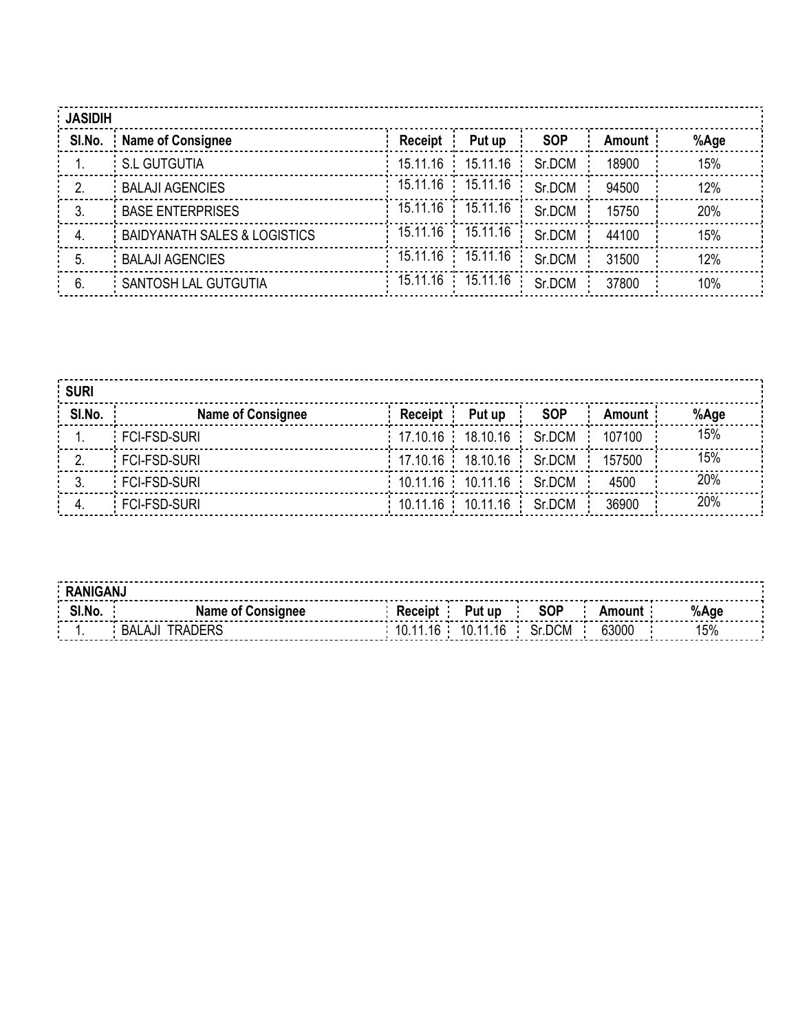| JASIDIH | | | | | | |
|---|---|---|---|---|---|---|
| **Sl.No.** | **Name of Consignee** | **Receipt** | **Put up** | **SOP** | **Amount** | **%Age** |
| 1. | S.L GUTGUTIA | 15.11.16 | 15.11.16 | Sr.DCM | 18900 | 15% |
| 2. | BALAJI AGENCIES | 15.11.16 | 15.11.16 | Sr.DCM | 94500 | 12% |
| 3. | BASE ENTERPRISES | 15.11.16 | 15.11.16 | Sr.DCM | 15750 | 20% |
| 4. | BAIDYANATH SALES & LOGISTICS | 15.11.16 | 15.11.16 | Sr.DCM | 44100 | 15% |
| 5. | BALAJI AGENCIES | 15.11.16 | 15.11.16 | Sr.DCM | 31500 | 12% |
| 6. | SANTOSH LAL GUTGUTIA | 15.11.16 | 15.11.16 | Sr.DCM | 37800 | 10% |

| SURI | | | | | | |
|---|---|---|---|---|---|---|
| **Sl.No.** | **Name of Consignee** | **Receipt** | **Put up** | **SOP** | **Amount** | **%Age** |
| 1. | FCI-FSD-SURI | 17.10.16 | 18.10.16 | Sr.DCM | 107100 | 15% |
| 2. | FCI-FSD-SURI | 17.10.16 | 18.10.16 | Sr.DCM | 157500 | 15% |
| 3. | FCI-FSD-SURI | 10.11.16 | 10.11.16 | Sr.DCM | 4500 | 20% |
| 4. | FCI-FSD-SURI | 10.11.16 | 10.11.16 | Sr.DCM | 36900 | 20% |

| RANIGANJ | | | | | | |
|---|---|---|---|---|---|---|
| **Sl.No.** | **Name of Consignee** | **Receipt** | **Put up** | **SOP** | **Amount** | **%Age** |
| 1. | BALAJI TRADERS | 10.11.16 | 10.11.16 | Sr.DCM | 63000 | 15% |